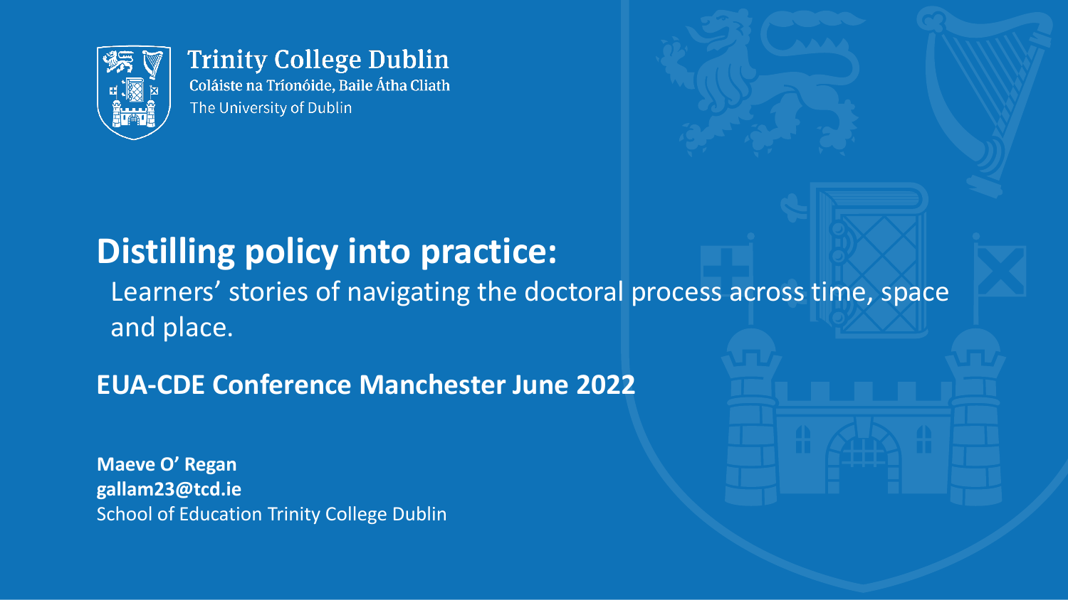Trinity College Dublin
Coláiste na Tríonóide, Baile Átha Cliath
The University of Dublin

# Distilling policy into practice:

Learners' stories of navigating the doctoral process across time, space and place.

**EUA-CDE Conference Manchester June 2022**

**Maeve O' Regan**
**gallam23@tcd.ie**
School of Education Trinity College Dublin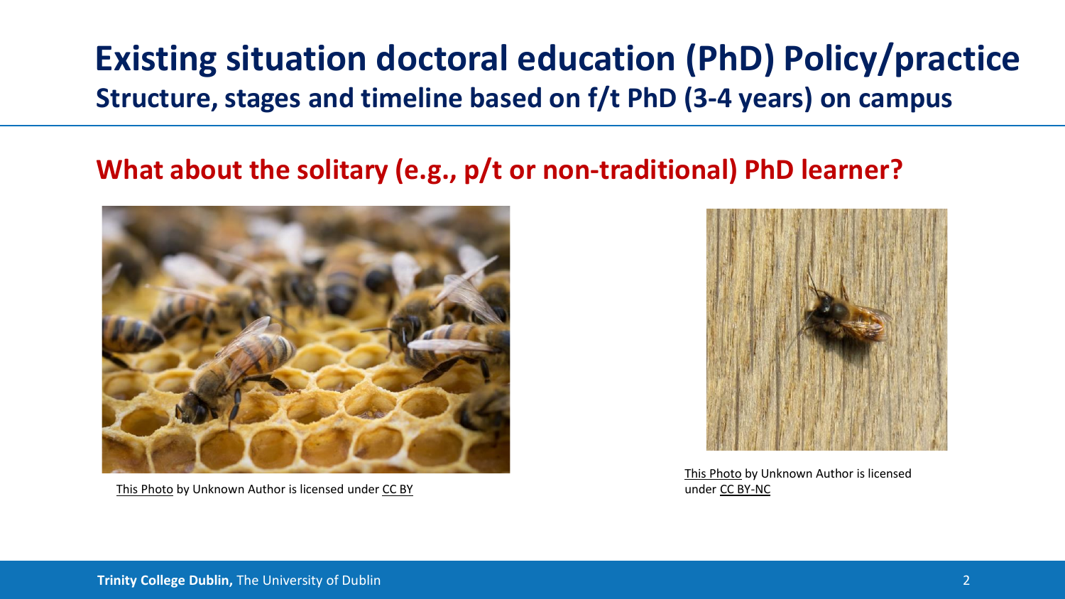# Existing situation doctoral education (PhD) Policy/practice

## Structure, stages and timeline based on f/t PhD (3-4 years) on campus

### What about the solitary (e.g., p/t or non-traditional) PhD learner?

This Photo by Unknown Author is licensed under CC BY

This Photo by Unknown Author is licensed under CC BY-NC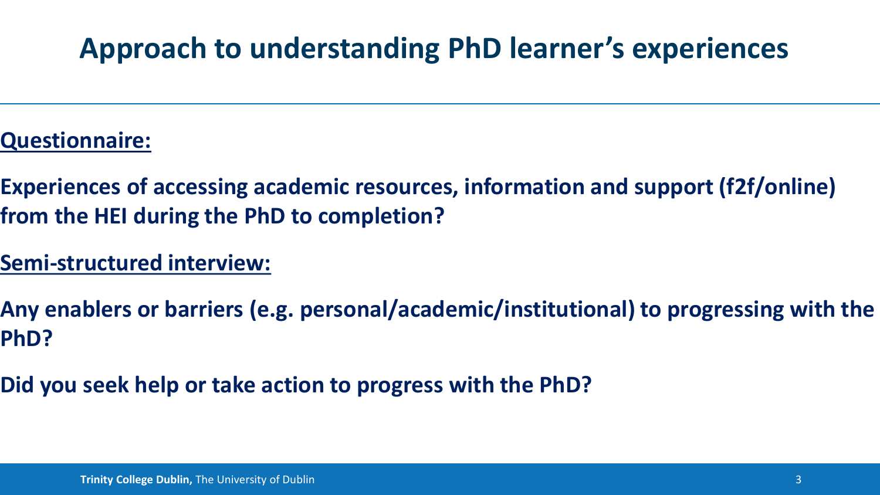# Approach to understanding PhD learner's experiences

**Questionnaire:**

**Experiences of accessing academic resources, information and support (f2f/online) from the HEI during the PhD to completion?**

**Semi-structured interview:**

**Any enablers or barriers (e.g. personal/academic/institutional) to progressing with the PhD?**

**Did you seek help or take action to progress with the PhD?**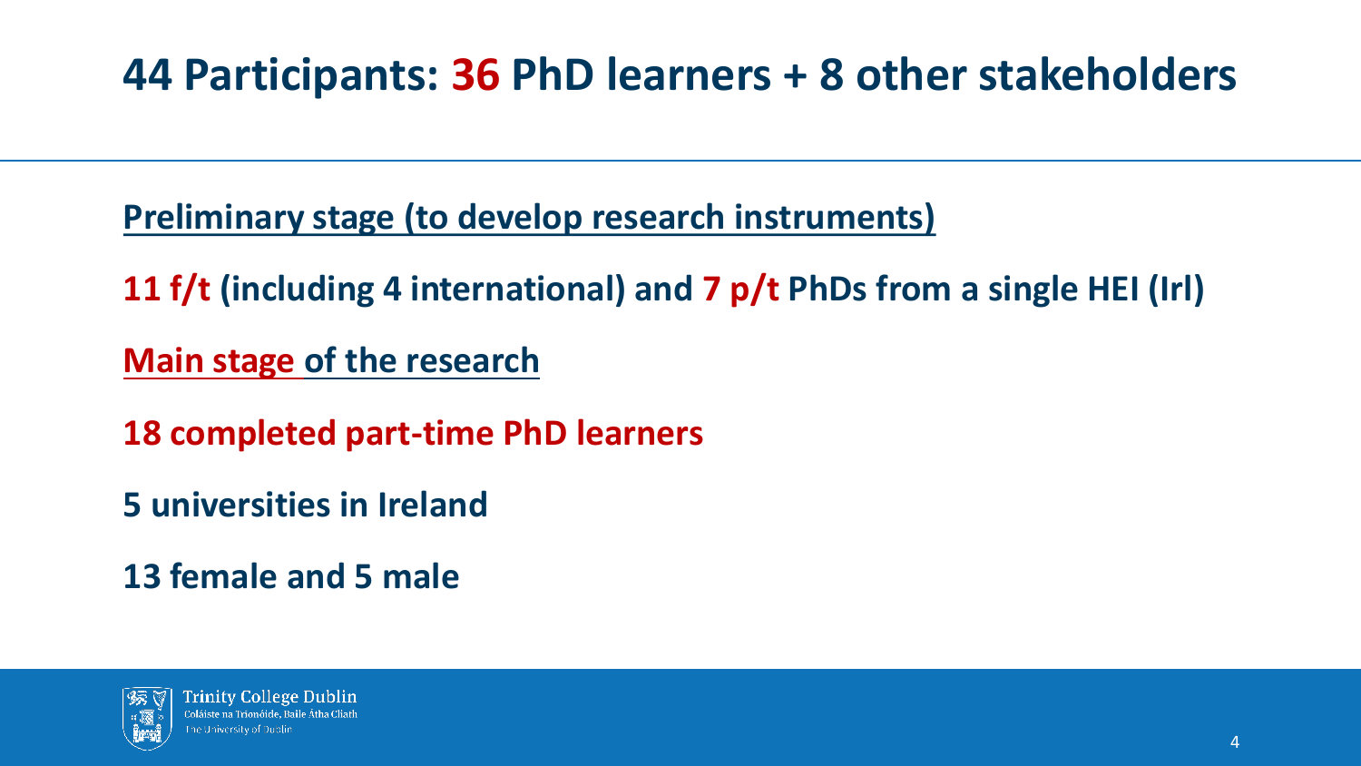# 44 Participants: 36 PhD learners + 8 other stakeholders

**Preliminary stage (to develop research instruments)**

**11 f/t (including 4 international) and 7 p/t PhDs from a single HEI (Irl)**

**Main stage of the research**

**18 completed part-time PhD learners**

**5 universities in Ireland**

**13 female and 5 male**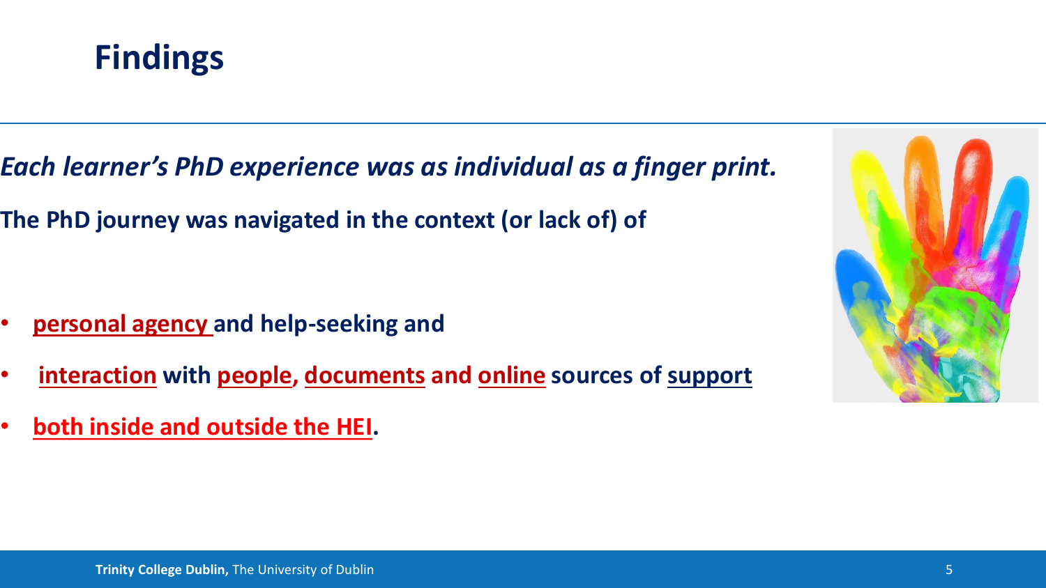# Findings

***Each learner's PhD experience was as individual as a finger print.***

**The PhD journey was navigated in the context (or lack of) of**

- **personal agency and help-seeking and**
- **interaction with people, documents and online sources of support**
- **both inside and outside the HEI.**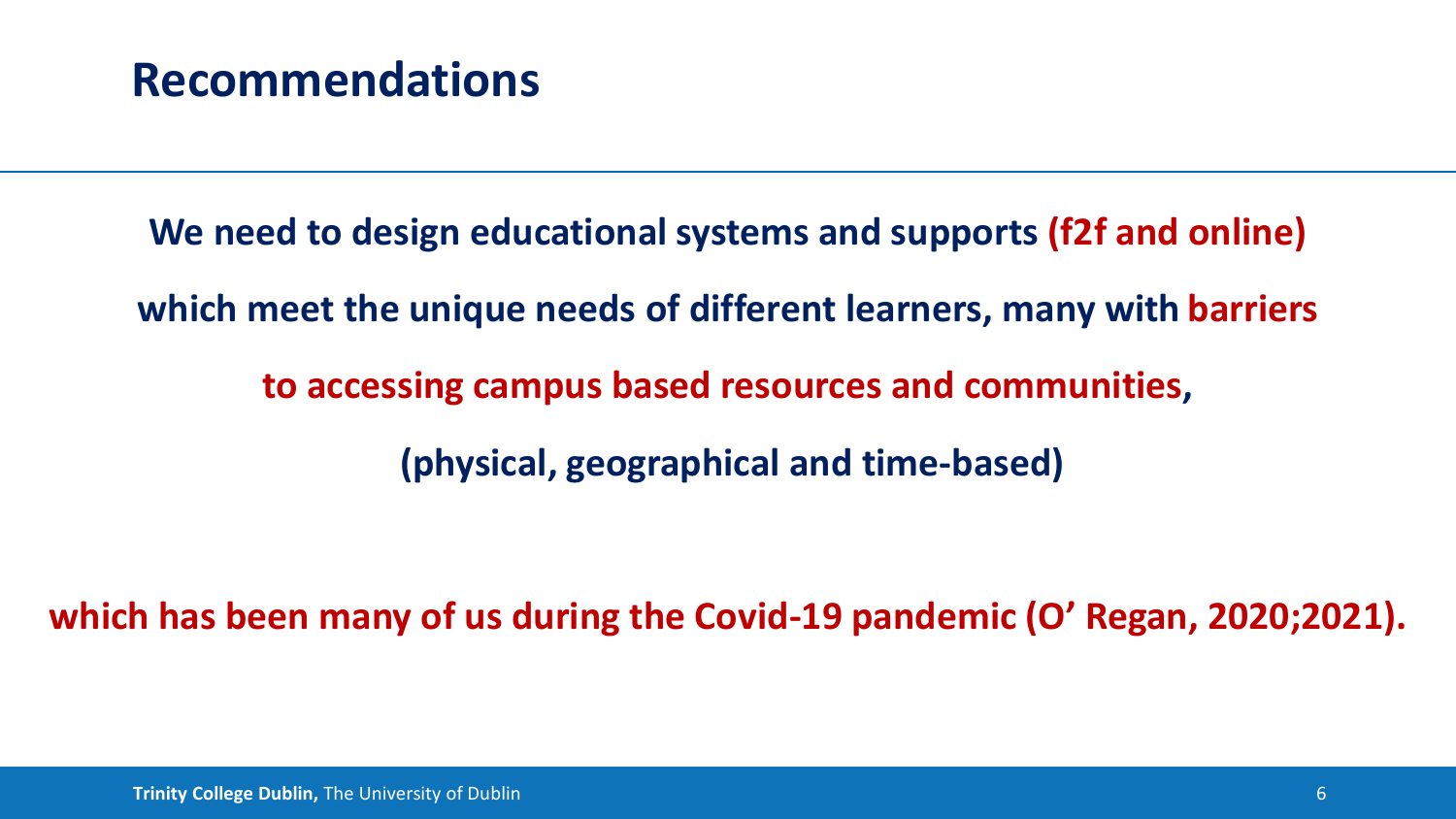# Recommendations

**We need to design educational systems and supports (f2f and online)**

**which meet the unique needs of different learners, many with barriers**

**to accessing campus based resources and communities,**

**(physical, geographical and time-based)**

**which has been many of us during the Covid-19 pandemic (O' Regan, 2020;2021).**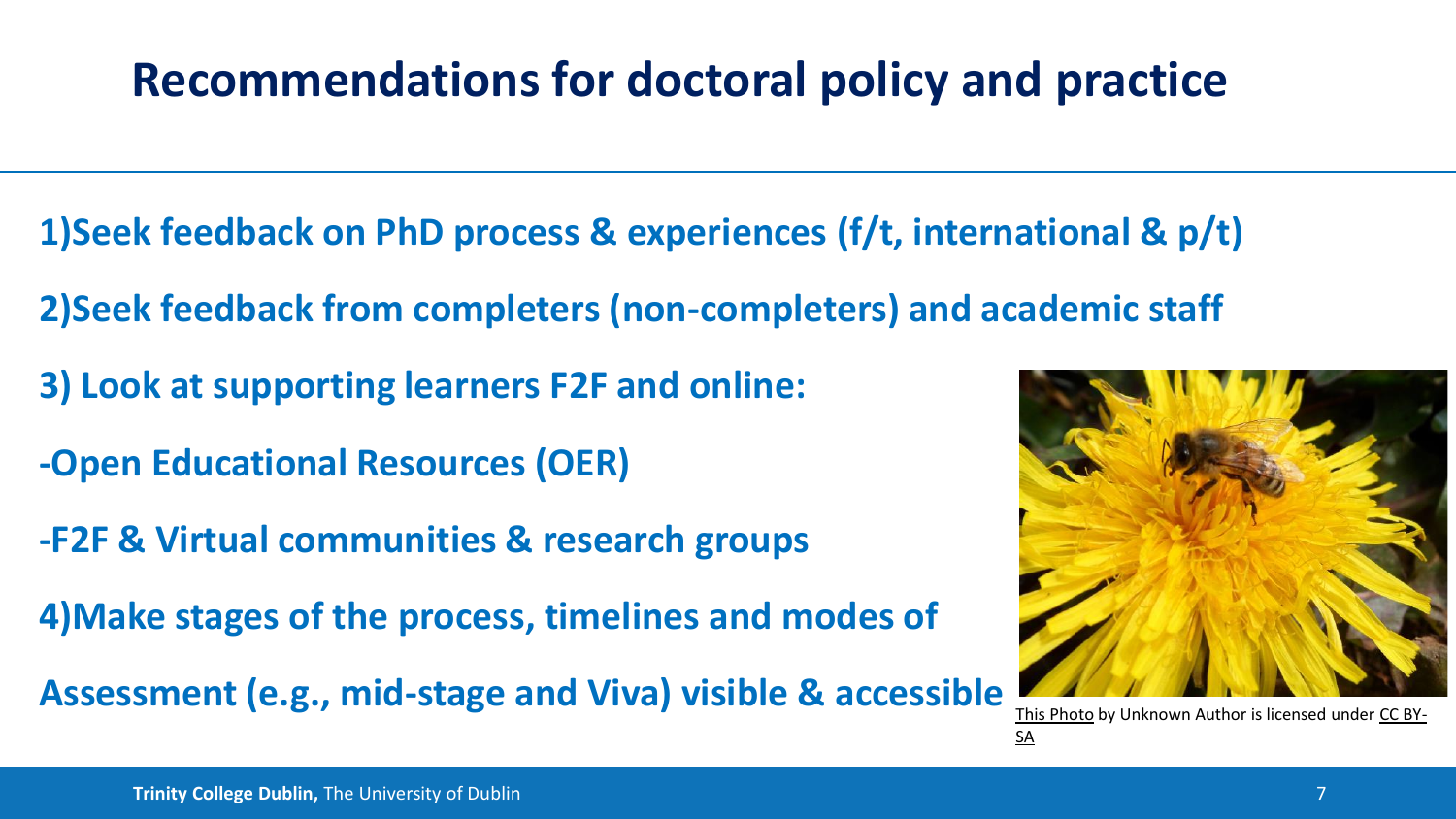# Recommendations for doctoral policy and practice

1)Seek feedback on PhD process & experiences (f/t, international & p/t)

2)Seek feedback from completers (non-completers) and academic staff

3) Look at supporting learners F2F and online:

-Open Educational Resources (OER)

-F2F & Virtual communities & research groups

4)Make stages of the process, timelines and modes of Assessment (e.g., mid-stage and Viva) visible & accessible

This Photo by Unknown Author is licensed under CC BY-SA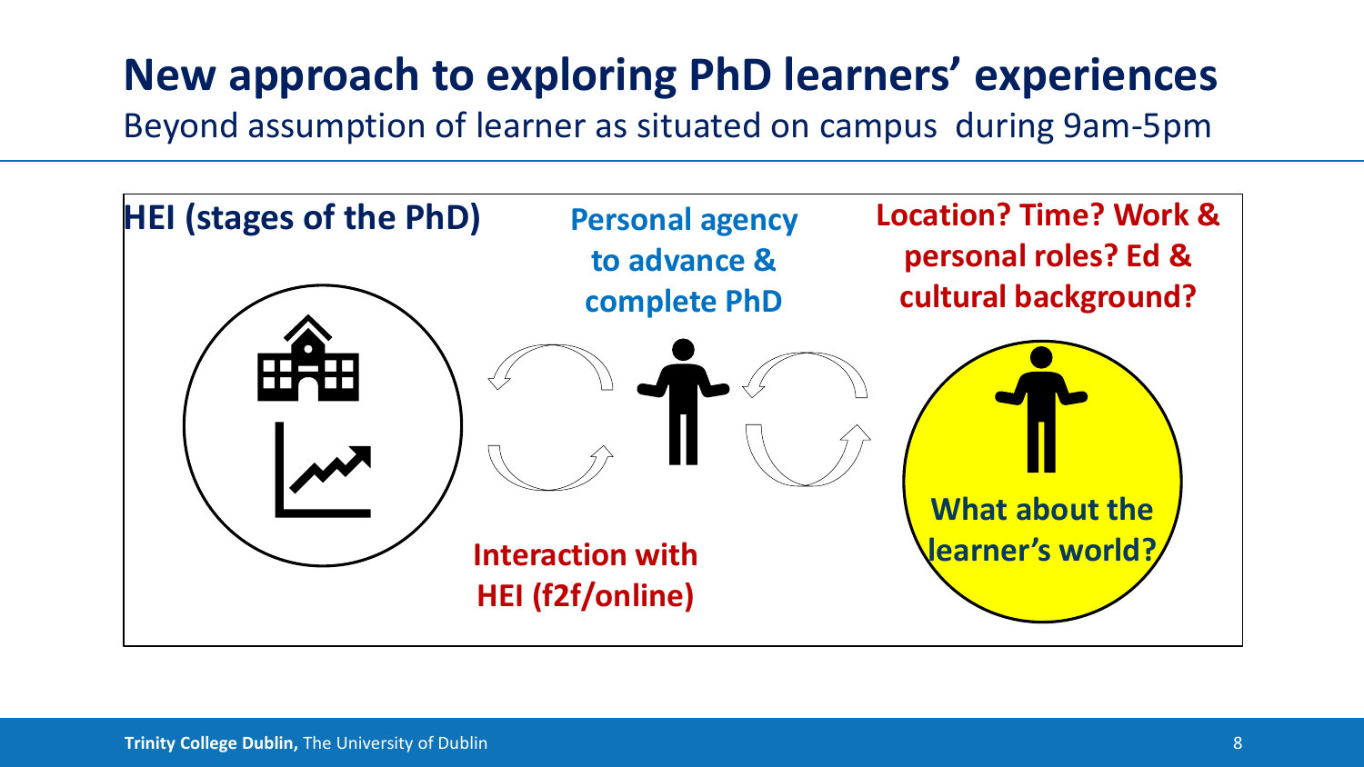# New approach to exploring PhD learners' experiences

Beyond assumption of learner as situated on campus during 9am-5pm

**HEI (stages of the PhD)**

**Personal agency to advance & complete PhD**

**Location? Time? Work & personal roles? Ed & cultural background?**

**What about the learner's world?**

**Interaction with HEI (f2f/online)**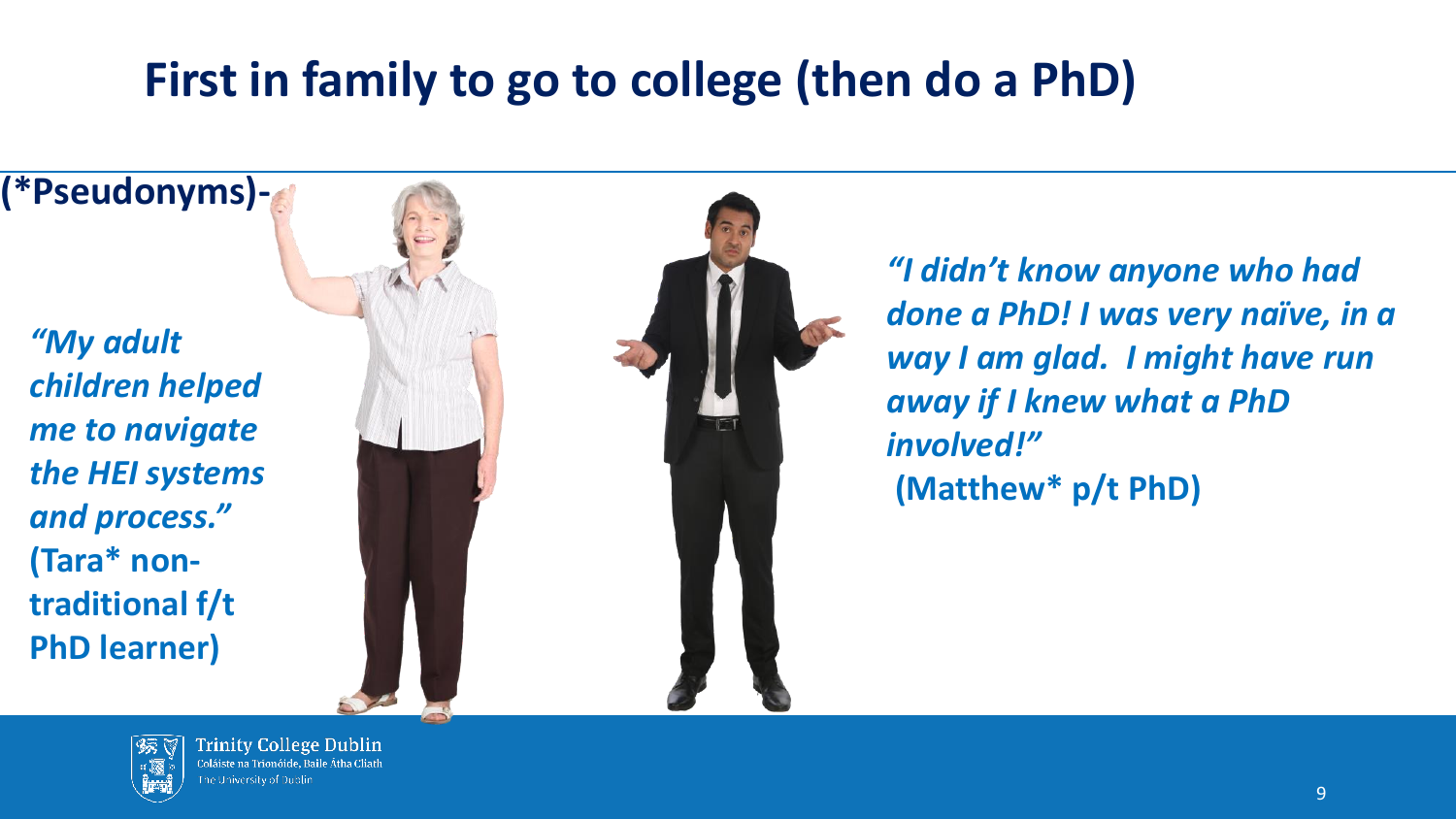# First in family to go to college (then do a PhD)

**(*Pseudonyms)-**

***"My adult children helped me to navigate the HEI systems and process."***
**(Tara* non-traditional f/t PhD learner)**

***"I didn't know anyone who had done a PhD! I was very naïve, in a way I am glad. I might have run away if I knew what a PhD involved!"***
**(Matthew* p/t PhD)**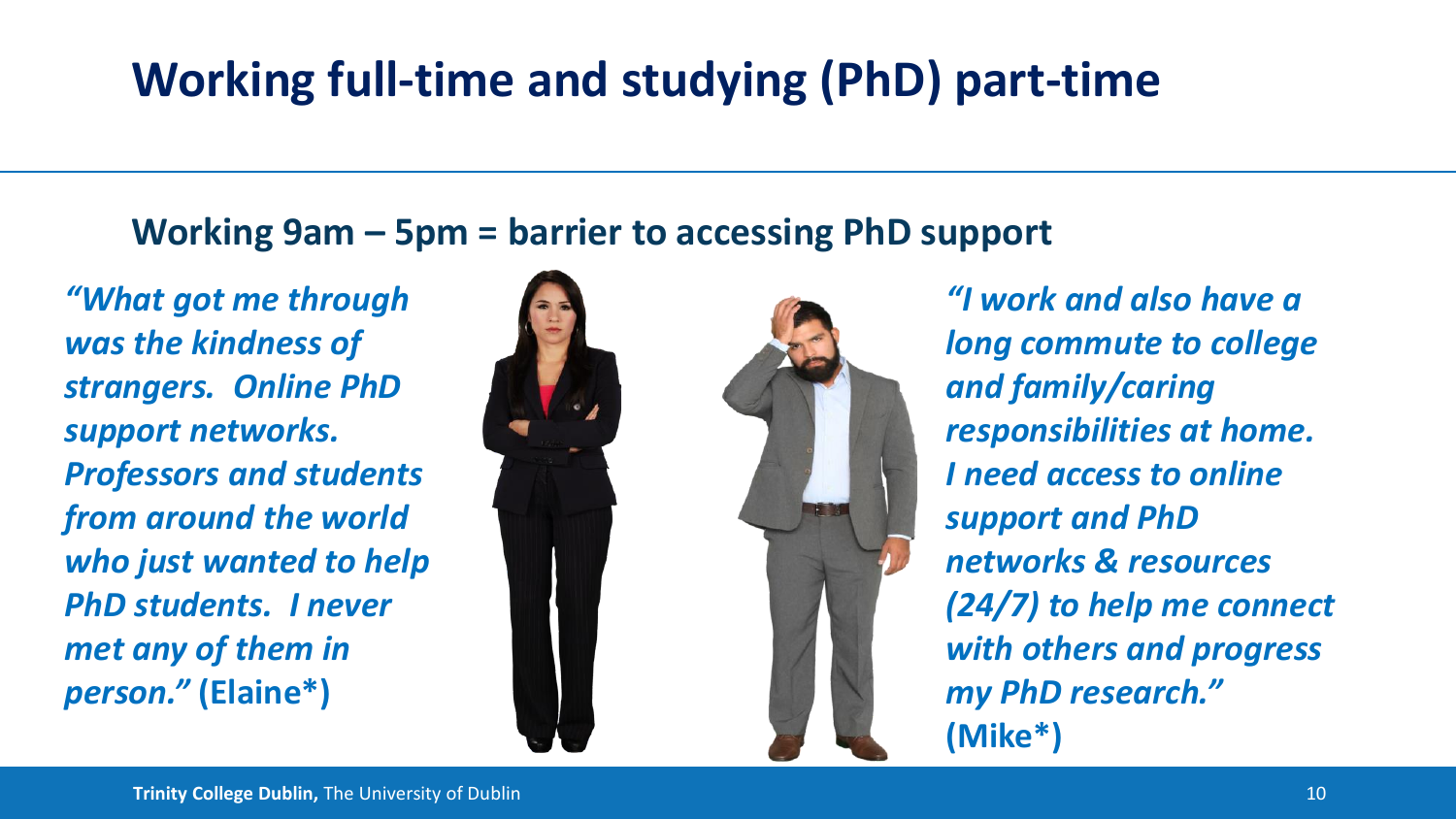# Working full-time and studying (PhD) part-time

## Working 9am – 5pm = barrier to accessing PhD support

*"What got me through was the kindness of strangers. Online PhD support networks. Professors and students from around the world who just wanted to help PhD students. I never met any of them in person."* **(Elaine*)**

*"I work and also have a long commute to college and family/caring responsibilities at home. I need access to online support and PhD networks & resources (24/7) to help me connect with others and progress my PhD research."* **(Mike*)**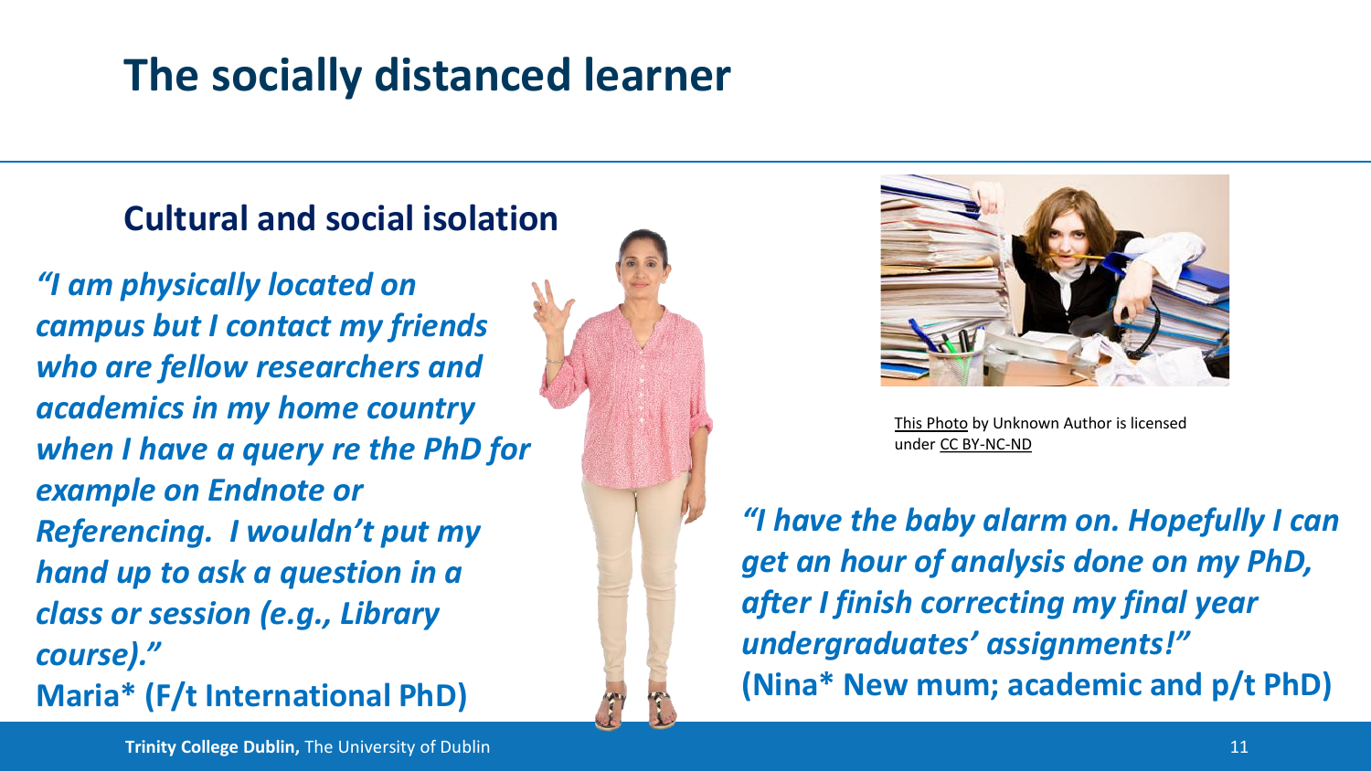# The socially distanced learner

## Cultural and social isolation

***"I am physically located on campus but I contact my friends who are fellow researchers and academics in my home country when I have a query re the PhD for example on Endnote or Referencing. I wouldn't put my hand up to ask a question in a class or session (e.g., Library course)."***

**Maria* (F/t International PhD)**

This Photo by Unknown Author is licensed under CC BY-NC-ND

***"I have the baby alarm on. Hopefully I can get an hour of analysis done on my PhD, after I finish correcting my final year undergraduates' assignments!"***

**(Nina* New mum; academic and p/t PhD)**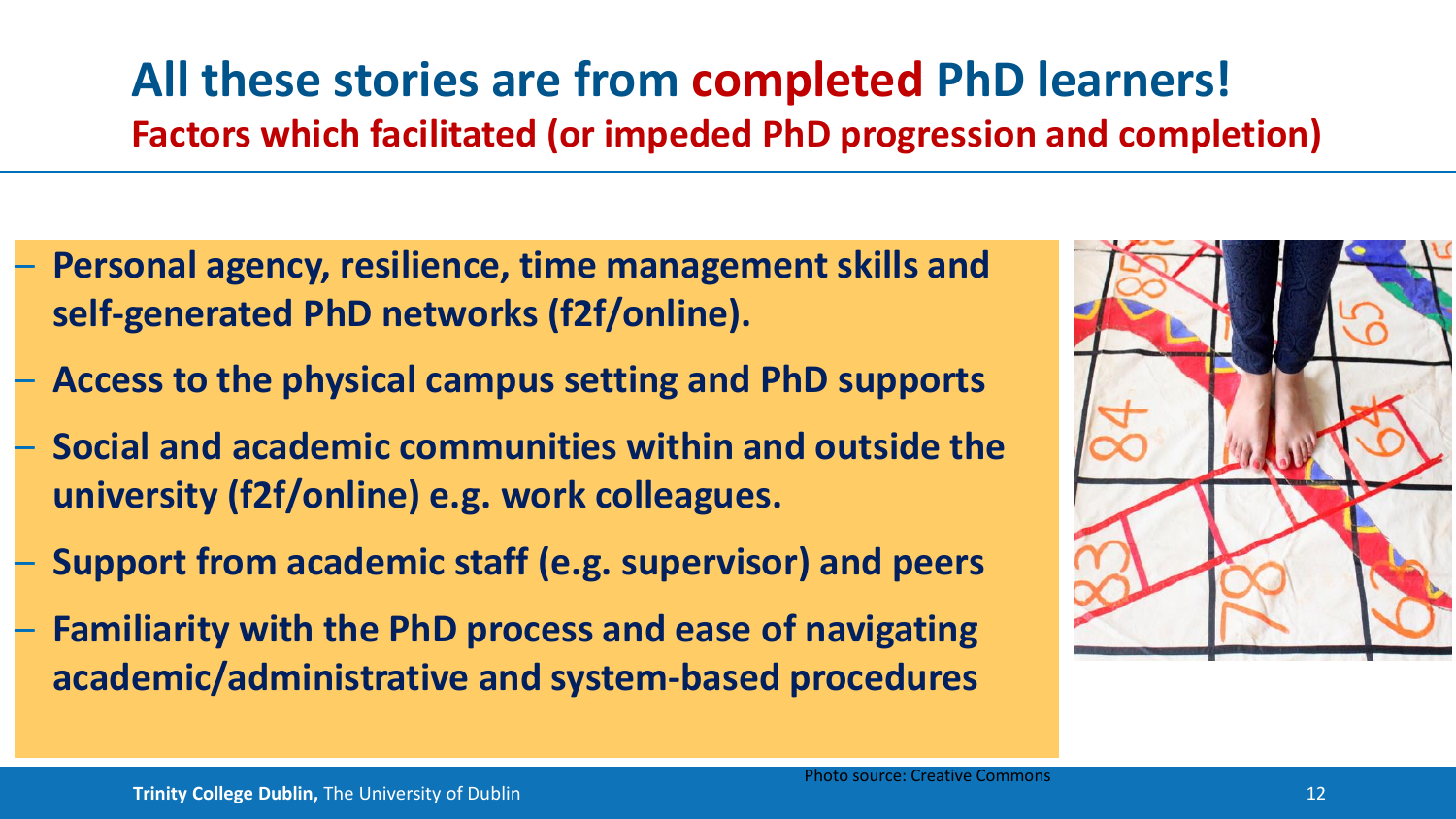# All these stories are from completed PhD learners!

## Factors which facilitated (or impeded PhD progression and completion)

- **Personal agency, resilience, time management skills and self-generated PhD networks (f2f/online).**
- **Access to the physical campus setting and PhD supports**
- **Social and academic communities within and outside the university (f2f/online) e.g. work colleagues.**
- **Support from academic staff (e.g. supervisor) and peers**
- **Familiarity with the PhD process and ease of navigating academic/administrative and system-based procedures**

Photo source: Creative Commons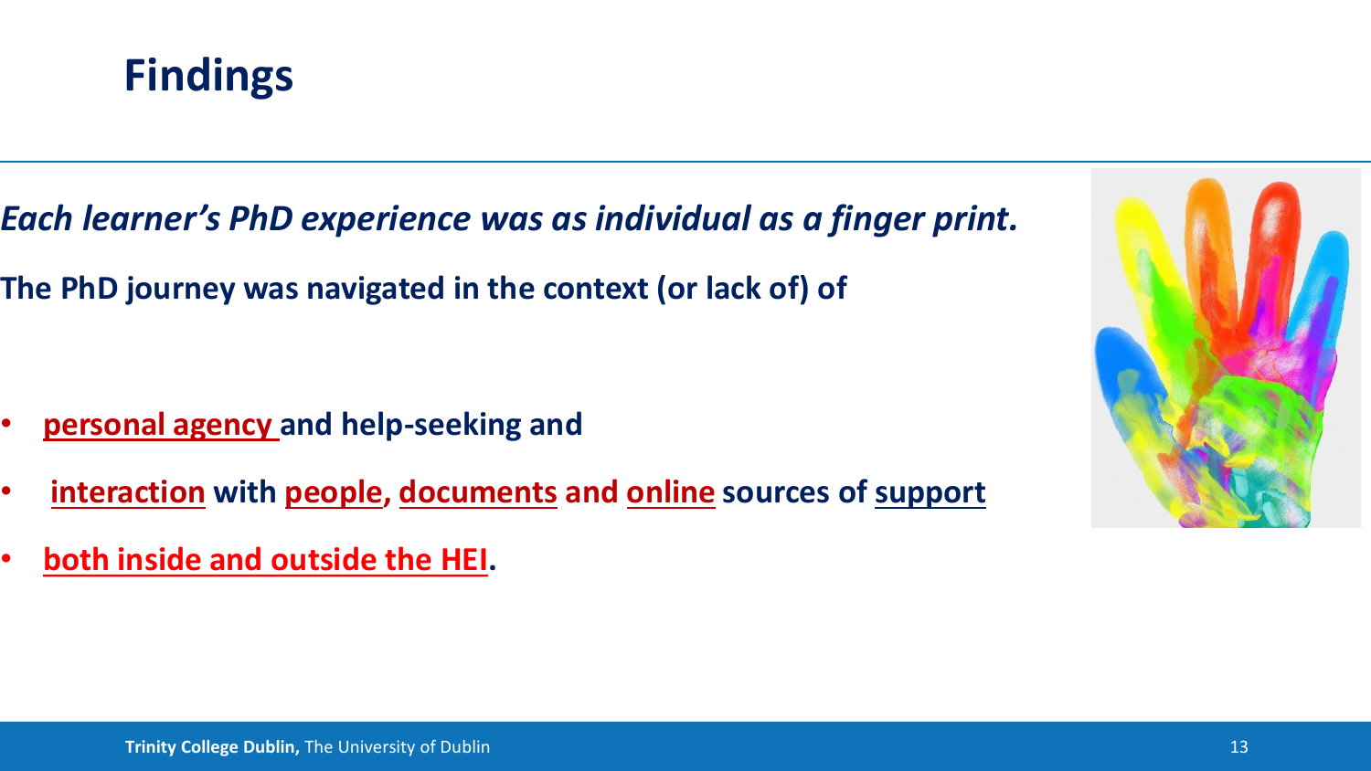# Findings

***Each learner's PhD experience was as individual as a finger print.***

**The PhD journey was navigated in the context (or lack of) of**

- **personal agency and help-seeking and**
- **interaction with people, documents and online sources of support**
- **both inside and outside the HEI.**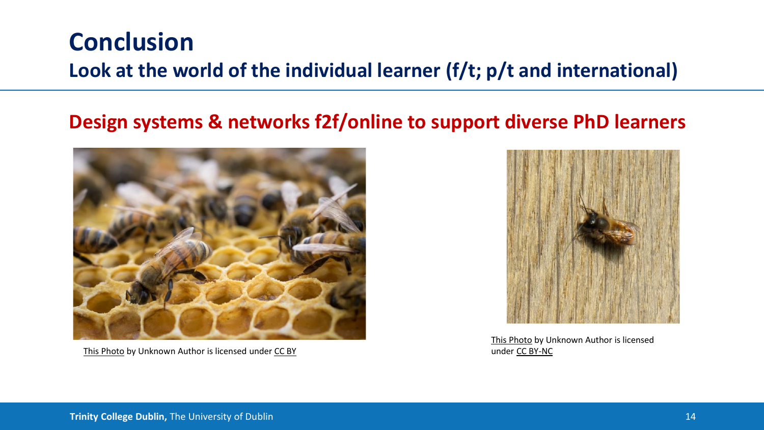# Conclusion

## Look at the world of the individual learner (f/t; p/t and international)

### Design systems & networks f2f/online to support diverse PhD learners

This Photo by Unknown Author is licensed under CC BY

This Photo by Unknown Author is licensed under CC BY-NC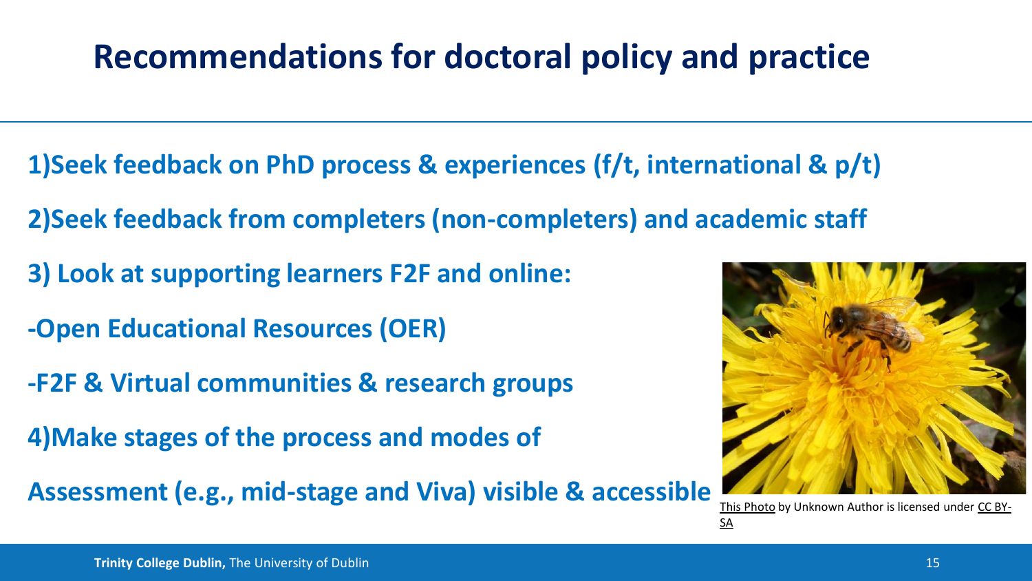# Recommendations for doctoral policy and practice

1)Seek feedback on PhD process & experiences (f/t, international & p/t)

2)Seek feedback from completers (non-completers) and academic staff

3) Look at supporting learners F2F and online:

-Open Educational Resources (OER)

-F2F & Virtual communities & research groups

4)Make stages of the process and modes of

Assessment (e.g., mid-stage and Viva) visible & accessible

This Photo by Unknown Author is licensed under CC BY-SA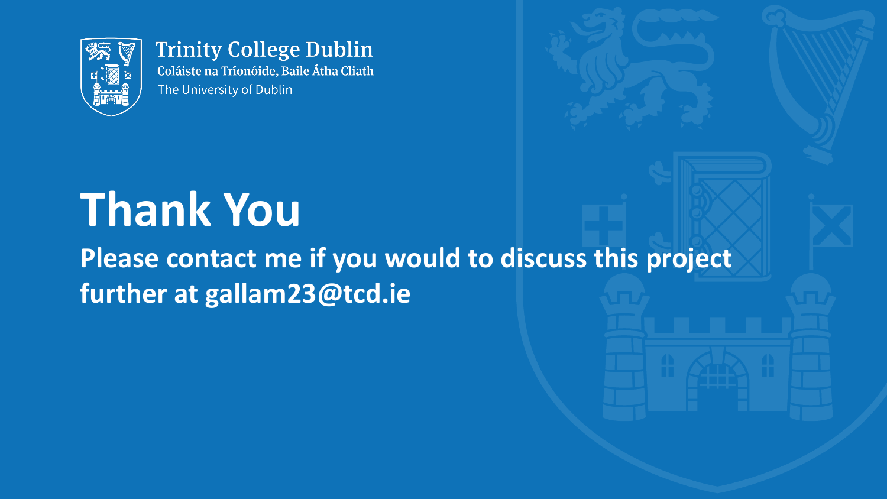Trinity College Dublin
Coláiste na Tríonóide, Baile Átha Cliath
The University of Dublin

# Thank You

**Please contact me if you would to discuss this project further at gallam23@tcd.ie**